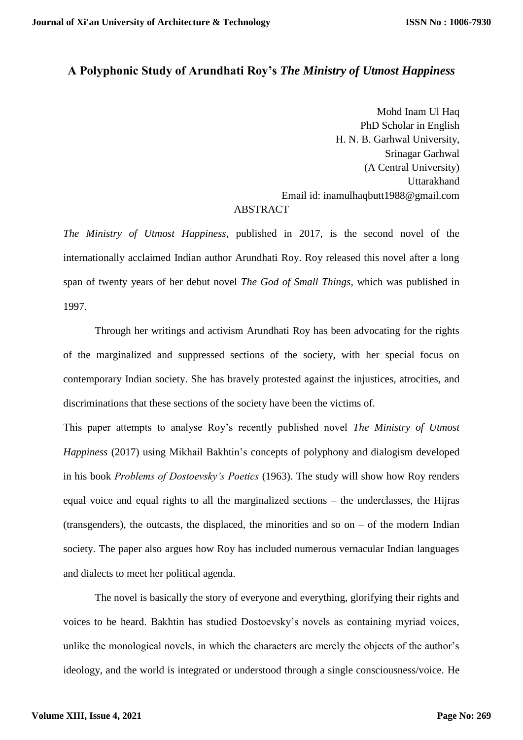# A Polyphonic Study of Arundhati Roy's *The Ministry of Utmost Happiness*

Mohd Inam Ul Haq
PhD Scholar in English
H. N. B. Garhwal University,
Srinagar Garhwal
(A Central University)
Uttarakhand
Email id: inamulhaqbutt1988@gmail.com

## ABSTRACT

*The Ministry of Utmost Happiness*, published in 2017, is the second novel of the internationally acclaimed Indian author Arundhati Roy. Roy released this novel after a long span of twenty years of her debut novel *The God of Small Things*, which was published in 1997.

Through her writings and activism Arundhati Roy has been advocating for the rights of the marginalized and suppressed sections of the society, with her special focus on contemporary Indian society. She has bravely protested against the injustices, atrocities, and discriminations that these sections of the society have been the victims of.

This paper attempts to analyse Roy's recently published novel *The Ministry of Utmost Happiness* (2017) using Mikhail Bakhtin's concepts of polyphony and dialogism developed in his book *Problems of Dostoevsky's Poetics* (1963). The study will show how Roy renders equal voice and equal rights to all the marginalized sections – the underclasses, the Hijras (transgenders), the outcasts, the displaced, the minorities and so on – of the modern Indian society. The paper also argues how Roy has included numerous vernacular Indian languages and dialects to meet her political agenda.

The novel is basically the story of everyone and everything, glorifying their rights and voices to be heard. Bakhtin has studied Dostoevsky's novels as containing myriad voices, unlike the monological novels, in which the characters are merely the objects of the author's ideology, and the world is integrated or understood through a single consciousness/voice. He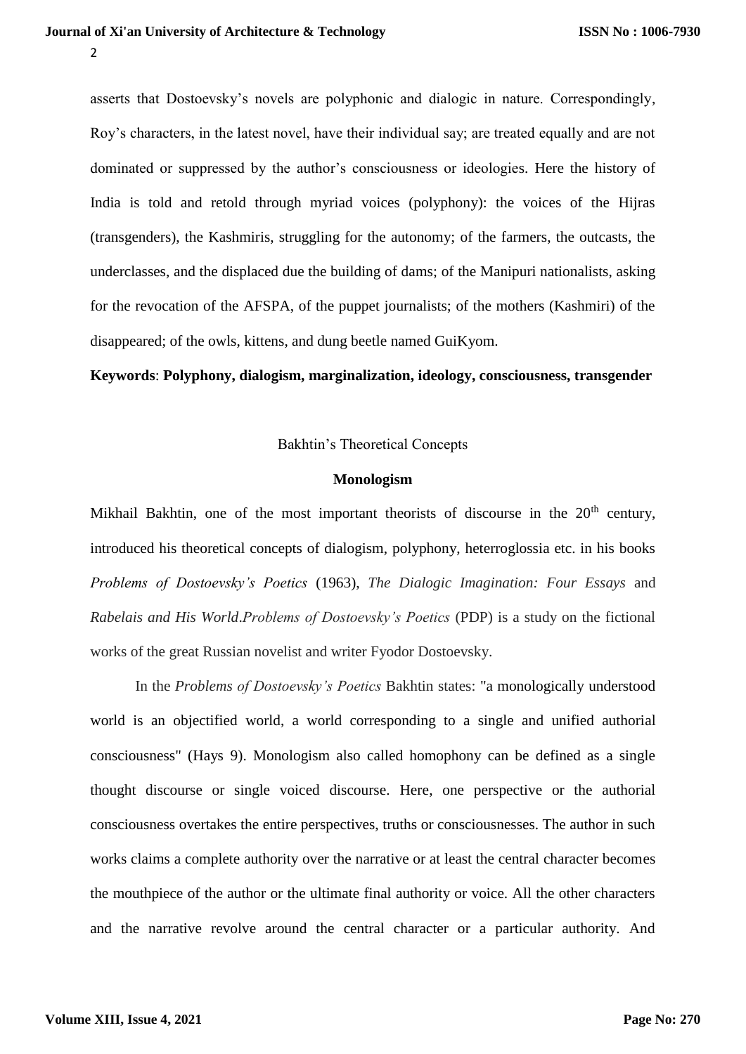asserts that Dostoevsky's novels are polyphonic and dialogic in nature. Correspondingly, Roy's characters, in the latest novel, have their individual say; are treated equally and are not dominated or suppressed by the author's consciousness or ideologies. Here the history of India is told and retold through myriad voices (polyphony): the voices of the Hijras (transgenders), the Kashmiris, struggling for the autonomy; of the farmers, the outcasts, the underclasses, and the displaced due the building of dams; of the Manipuri nationalists, asking for the revocation of the AFSPA, of the puppet journalists; of the mothers (Kashmiri) of the disappeared; of the owls, kittens, and dung beetle named GuiKyom.

**Keywords**: **Polyphony, dialogism, marginalization, ideology, consciousness, transgender**

## Bakhtin's Theoretical Concepts

### Monologism

Mikhail Bakhtin, one of the most important theorists of discourse in the 20th century, introduced his theoretical concepts of dialogism, polyphony, heterroglossia etc. in his books *Problems of Dostoevsky's Poetics* (1963), *The Dialogic Imagination: Four Essays* and *Rabelais and His World*.*Problems of Dostoevsky's Poetics* (PDP) is a study on the fictional works of the great Russian novelist and writer Fyodor Dostoevsky.

In the *Problems of Dostoevsky's Poetics* Bakhtin states: "a monologically understood world is an objectified world, a world corresponding to a single and unified authorial consciousness" (Hays 9). Monologism also called homophony can be defined as a single thought discourse or single voiced discourse. Here, one perspective or the authorial consciousness overtakes the entire perspectives, truths or consciousnesses. The author in such works claims a complete authority over the narrative or at least the central character becomes the mouthpiece of the author or the ultimate final authority or voice. All the other characters and the narrative revolve around the central character or a particular authority. And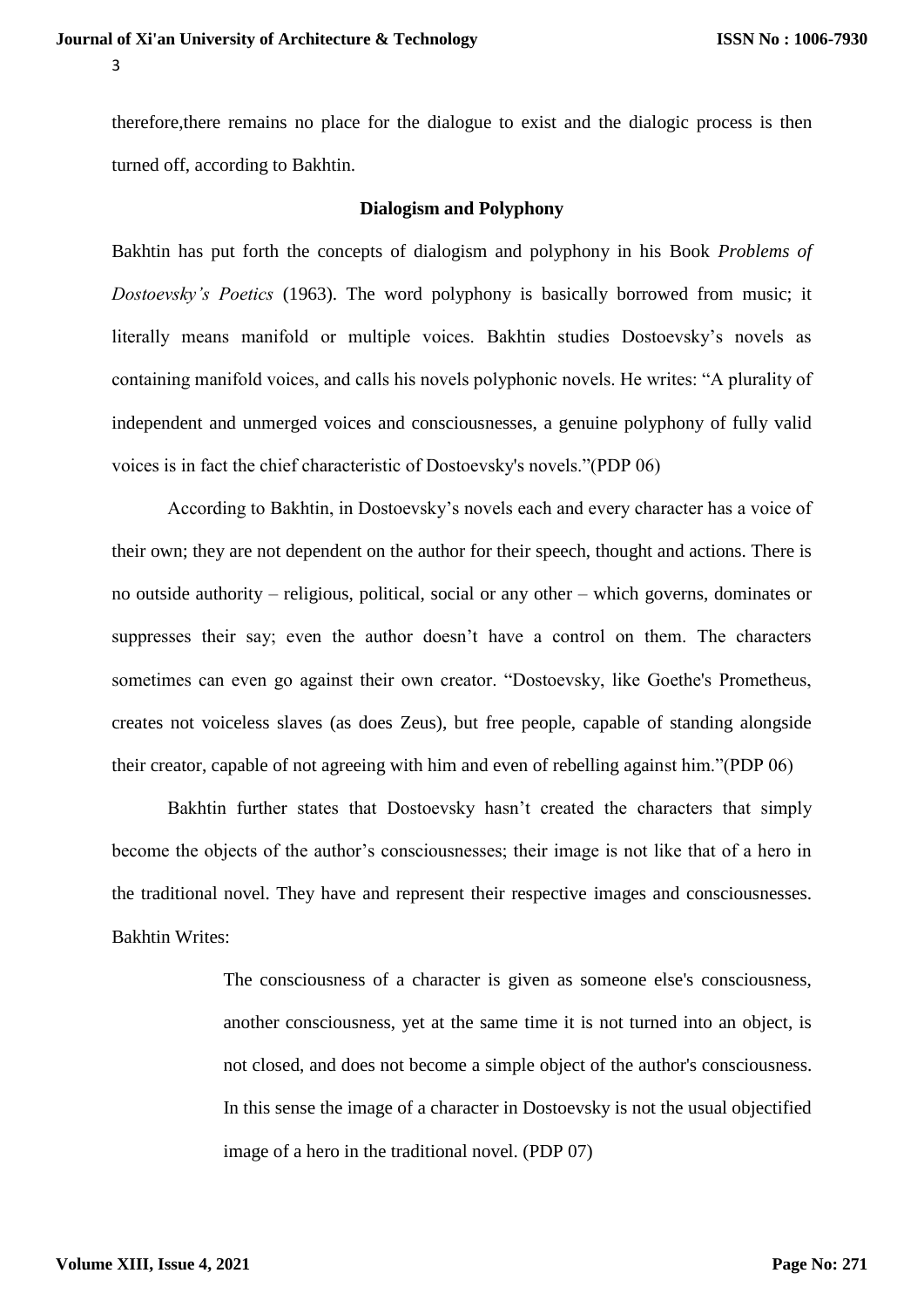therefore,there remains no place for the dialogue to exist and the dialogic process is then turned off, according to Bakhtin.

### Dialogism and Polyphony

Bakhtin has put forth the concepts of dialogism and polyphony in his Book *Problems of Dostoevsky's Poetics* (1963). The word polyphony is basically borrowed from music; it literally means manifold or multiple voices. Bakhtin studies Dostoevsky's novels as containing manifold voices, and calls his novels polyphonic novels. He writes: "A plurality of independent and unmerged voices and consciousnesses, a genuine polyphony of fully valid voices is in fact the chief characteristic of Dostoevsky's novels."(PDP 06)

According to Bakhtin, in Dostoevsky's novels each and every character has a voice of their own; they are not dependent on the author for their speech, thought and actions. There is no outside authority – religious, political, social or any other – which governs, dominates or suppresses their say; even the author doesn't have a control on them. The characters sometimes can even go against their own creator. "Dostoevsky, like Goethe's Prometheus, creates not voiceless slaves (as does Zeus), but free people, capable of standing alongside their creator, capable of not agreeing with him and even of rebelling against him."(PDP 06)

Bakhtin further states that Dostoevsky hasn't created the characters that simply become the objects of the author's consciousnesses; their image is not like that of a hero in the traditional novel. They have and represent their respective images and consciousnesses. Bakhtin Writes:

> The consciousness of a character is given as someone else's consciousness, another consciousness, yet at the same time it is not turned into an object, is not closed, and does not become a simple object of the author's consciousness. In this sense the image of a character in Dostoevsky is not the usual objectified image of a hero in the traditional novel. (PDP 07)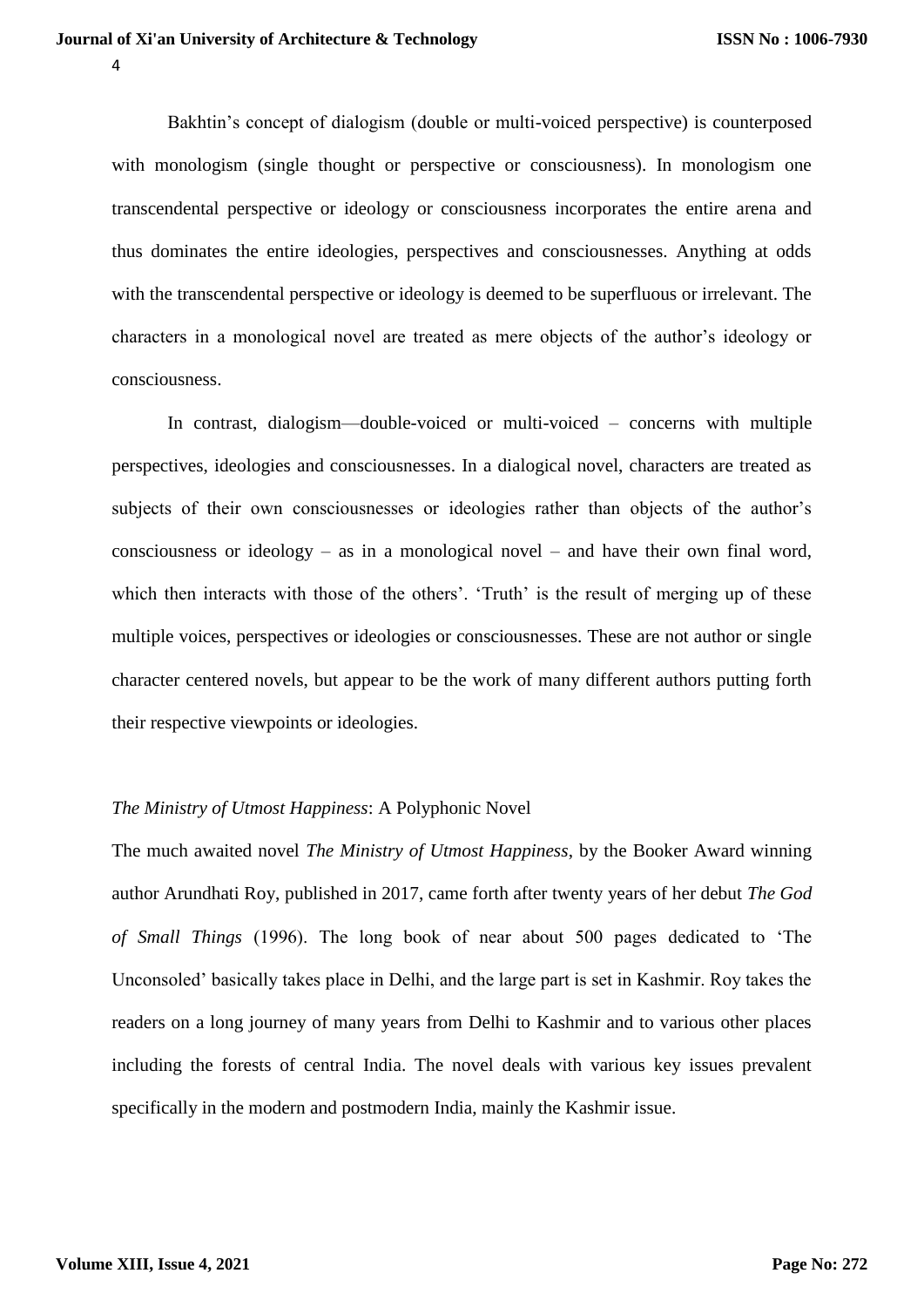Bakhtin's concept of dialogism (double or multi-voiced perspective) is counterposed with monologism (single thought or perspective or consciousness). In monologism one transcendental perspective or ideology or consciousness incorporates the entire arena and thus dominates the entire ideologies, perspectives and consciousnesses. Anything at odds with the transcendental perspective or ideology is deemed to be superfluous or irrelevant. The characters in a monological novel are treated as mere objects of the author's ideology or consciousness.

In contrast, dialogism—double-voiced or multi-voiced – concerns with multiple perspectives, ideologies and consciousnesses. In a dialogical novel, characters are treated as subjects of their own consciousnesses or ideologies rather than objects of the author's consciousness or ideology – as in a monological novel – and have their own final word, which then interacts with those of the others'. 'Truth' is the result of merging up of these multiple voices, perspectives or ideologies or consciousnesses. These are not author or single character centered novels, but appear to be the work of many different authors putting forth their respective viewpoints or ideologies.

## *The Ministry of Utmost Happiness*: A Polyphonic Novel

The much awaited novel *The Ministry of Utmost Happiness*, by the Booker Award winning author Arundhati Roy, published in 2017, came forth after twenty years of her debut *The God of Small Things* (1996). The long book of near about 500 pages dedicated to 'The Unconsoled' basically takes place in Delhi, and the large part is set in Kashmir. Roy takes the readers on a long journey of many years from Delhi to Kashmir and to various other places including the forests of central India. The novel deals with various key issues prevalent specifically in the modern and postmodern India, mainly the Kashmir issue.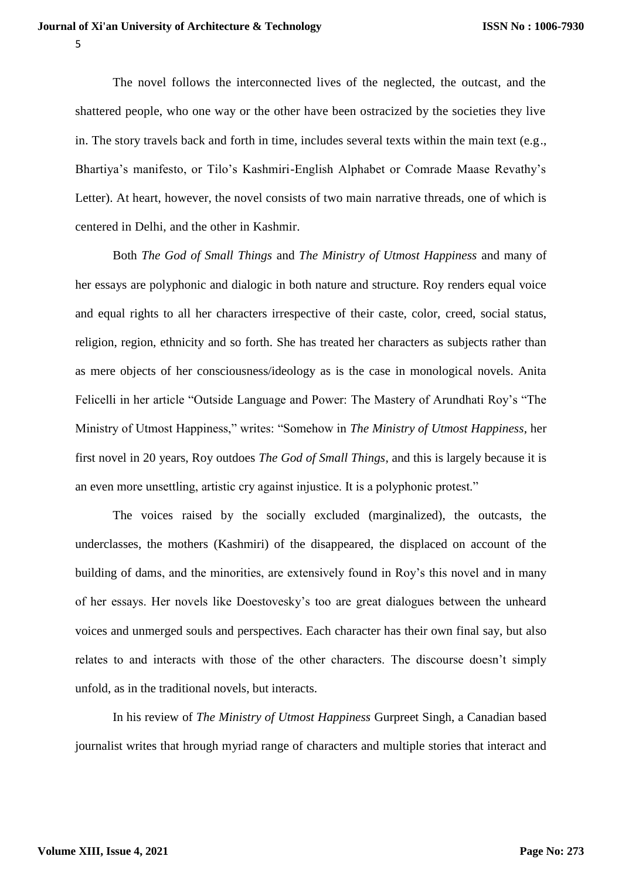The novel follows the interconnected lives of the neglected, the outcast, and the shattered people, who one way or the other have been ostracized by the societies they live in. The story travels back and forth in time, includes several texts within the main text (e.g., Bhartiya's manifesto, or Tilo's Kashmiri-English Alphabet or Comrade Maase Revathy's Letter). At heart, however, the novel consists of two main narrative threads, one of which is centered in Delhi, and the other in Kashmir.

Both *The God of Small Things* and *The Ministry of Utmost Happiness* and many of her essays are polyphonic and dialogic in both nature and structure. Roy renders equal voice and equal rights to all her characters irrespective of their caste, color, creed, social status, religion, region, ethnicity and so forth. She has treated her characters as subjects rather than as mere objects of her consciousness/ideology as is the case in monological novels. Anita Felicelli in her article "Outside Language and Power: The Mastery of Arundhati Roy's "The Ministry of Utmost Happiness," writes: "Somehow in *The Ministry of Utmost Happiness*, her first novel in 20 years, Roy outdoes *The God of Small Things*, and this is largely because it is an even more unsettling, artistic cry against injustice. It is a polyphonic protest."

The voices raised by the socially excluded (marginalized), the outcasts, the underclasses, the mothers (Kashmiri) of the disappeared, the displaced on account of the building of dams, and the minorities, are extensively found in Roy's this novel and in many of her essays. Her novels like Doestovesky's too are great dialogues between the unheard voices and unmerged souls and perspectives. Each character has their own final say, but also relates to and interacts with those of the other characters. The discourse doesn't simply unfold, as in the traditional novels, but interacts.

In his review of *The Ministry of Utmost Happiness* Gurpreet Singh, a Canadian based journalist writes that hrough myriad range of characters and multiple stories that interact and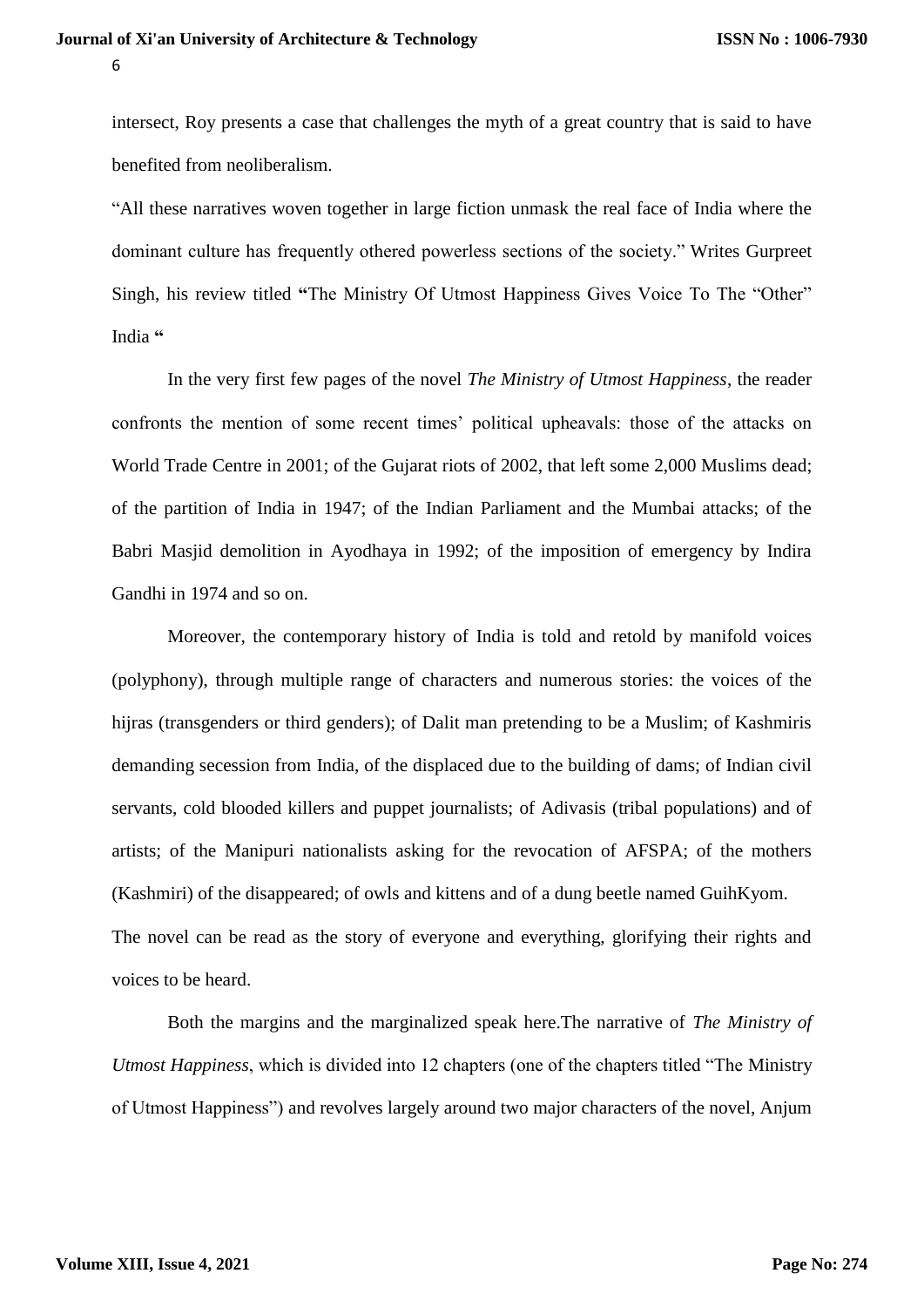intersect, Roy presents a case that challenges the myth of a great country that is said to have benefited from neoliberalism.

"All these narratives woven together in large fiction unmask the real face of India where the dominant culture has frequently othered powerless sections of the society." Writes Gurpreet Singh, his review titled **"**The Ministry Of Utmost Happiness Gives Voice To The "Other" India **"**

In the very first few pages of the novel *The Ministry of Utmost Happiness*, the reader confronts the mention of some recent times' political upheavals: those of the attacks on World Trade Centre in 2001; of the Gujarat riots of 2002, that left some 2,000 Muslims dead; of the partition of India in 1947; of the Indian Parliament and the Mumbai attacks; of the Babri Masjid demolition in Ayodhaya in 1992; of the imposition of emergency by Indira Gandhi in 1974 and so on.

Moreover, the contemporary history of India is told and retold by manifold voices (polyphony), through multiple range of characters and numerous stories: the voices of the hijras (transgenders or third genders); of Dalit man pretending to be a Muslim; of Kashmiris demanding secession from India, of the displaced due to the building of dams; of Indian civil servants, cold blooded killers and puppet journalists; of Adivasis (tribal populations) and of artists; of the Manipuri nationalists asking for the revocation of AFSPA; of the mothers (Kashmiri) of the disappeared; of owls and kittens and of a dung beetle named GuihKyom.

The novel can be read as the story of everyone and everything, glorifying their rights and voices to be heard.

Both the margins and the marginalized speak here.The narrative of *The Ministry of Utmost Happiness*, which is divided into 12 chapters (one of the chapters titled "The Ministry of Utmost Happiness") and revolves largely around two major characters of the novel, Anjum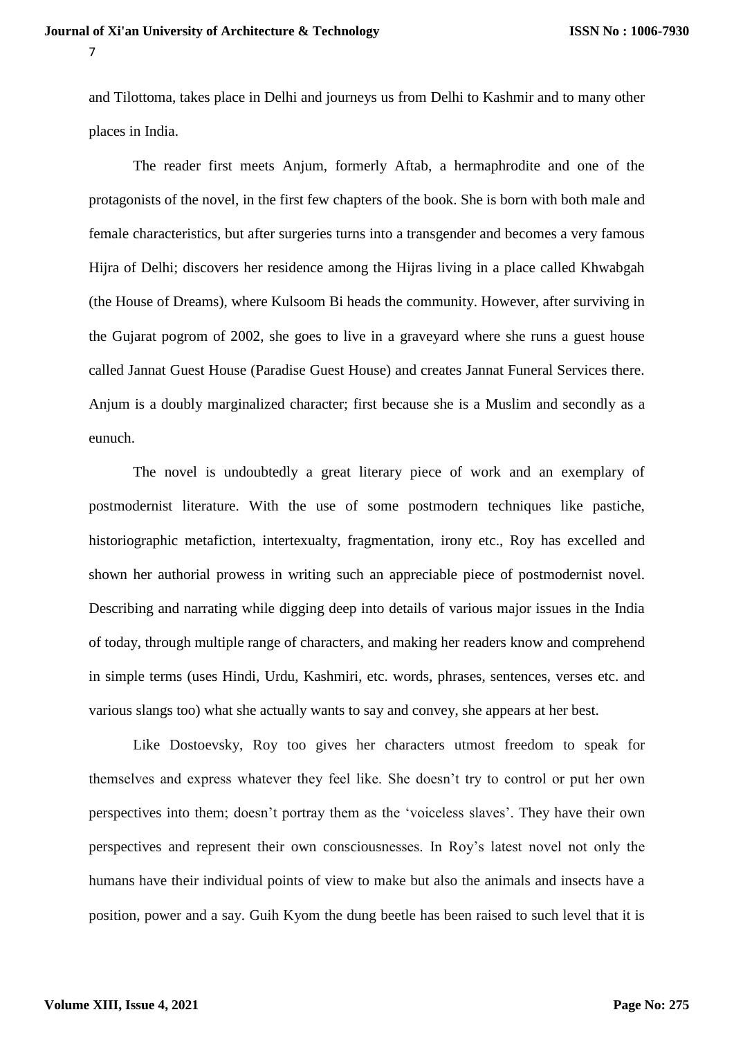and Tilottoma, takes place in Delhi and journeys us from Delhi to Kashmir and to many other places in India.

The reader first meets Anjum, formerly Aftab, a hermaphrodite and one of the protagonists of the novel, in the first few chapters of the book. She is born with both male and female characteristics, but after surgeries turns into a transgender and becomes a very famous Hijra of Delhi; discovers her residence among the Hijras living in a place called Khwabgah (the House of Dreams), where Kulsoom Bi heads the community. However, after surviving in the Gujarat pogrom of 2002, she goes to live in a graveyard where she runs a guest house called Jannat Guest House (Paradise Guest House) and creates Jannat Funeral Services there. Anjum is a doubly marginalized character; first because she is a Muslim and secondly as a eunuch.

The novel is undoubtedly a great literary piece of work and an exemplary of postmodernist literature. With the use of some postmodern techniques like pastiche, historiographic metafiction, intertexualty, fragmentation, irony etc., Roy has excelled and shown her authorial prowess in writing such an appreciable piece of postmodernist novel. Describing and narrating while digging deep into details of various major issues in the India of today, through multiple range of characters, and making her readers know and comprehend in simple terms (uses Hindi, Urdu, Kashmiri, etc. words, phrases, sentences, verses etc. and various slangs too) what she actually wants to say and convey, she appears at her best.

Like Dostoevsky, Roy too gives her characters utmost freedom to speak for themselves and express whatever they feel like. She doesn't try to control or put her own perspectives into them; doesn't portray them as the 'voiceless slaves'. They have their own perspectives and represent their own consciousnesses. In Roy's latest novel not only the humans have their individual points of view to make but also the animals and insects have a position, power and a say. Guih Kyom the dung beetle has been raised to such level that it is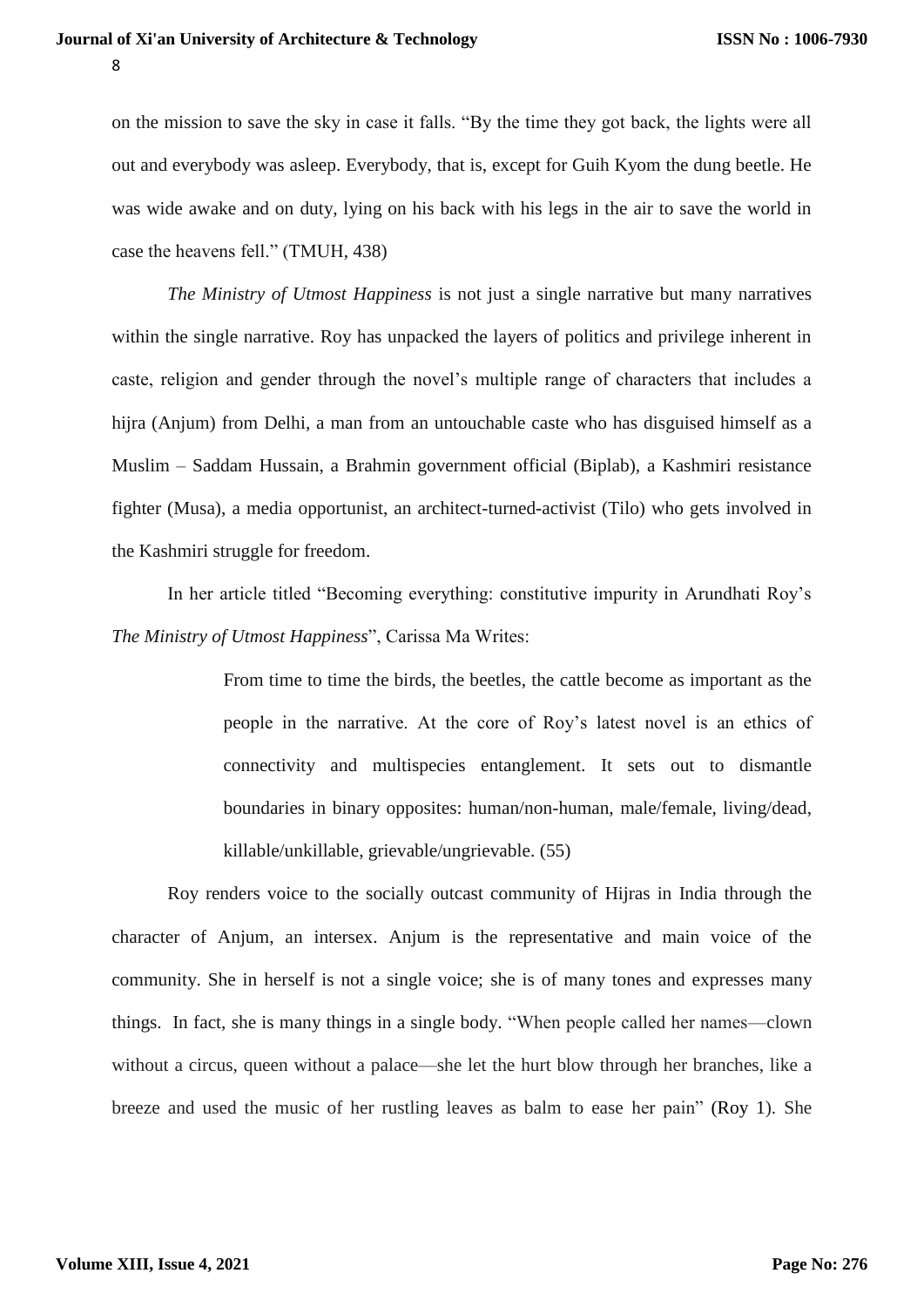on the mission to save the sky in case it falls. "By the time they got back, the lights were all out and everybody was asleep. Everybody, that is, except for Guih Kyom the dung beetle. He was wide awake and on duty, lying on his back with his legs in the air to save the world in case the heavens fell." (TMUH, 438)

*The Ministry of Utmost Happiness* is not just a single narrative but many narratives within the single narrative. Roy has unpacked the layers of politics and privilege inherent in caste, religion and gender through the novel's multiple range of characters that includes a hijra (Anjum) from Delhi, a man from an untouchable caste who has disguised himself as a Muslim – Saddam Hussain, a Brahmin government official (Biplab), a Kashmiri resistance fighter (Musa), a media opportunist, an architect-turned-activist (Tilo) who gets involved in the Kashmiri struggle for freedom.

In her article titled "Becoming everything: constitutive impurity in Arundhati Roy's *The Ministry of Utmost Happiness*", Carissa Ma Writes:

> From time to time the birds, the beetles, the cattle become as important as the people in the narrative. At the core of Roy's latest novel is an ethics of connectivity and multispecies entanglement. It sets out to dismantle boundaries in binary opposites: human/non-human, male/female, living/dead, killable/unkillable, grievable/ungrievable. (55)

Roy renders voice to the socially outcast community of Hijras in India through the character of Anjum, an intersex. Anjum is the representative and main voice of the community. She in herself is not a single voice; she is of many tones and expresses many things. In fact, she is many things in a single body. "When people called her names—clown without a circus, queen without a palace—she let the hurt blow through her branches, like a breeze and used the music of her rustling leaves as balm to ease her pain" (Roy 1). She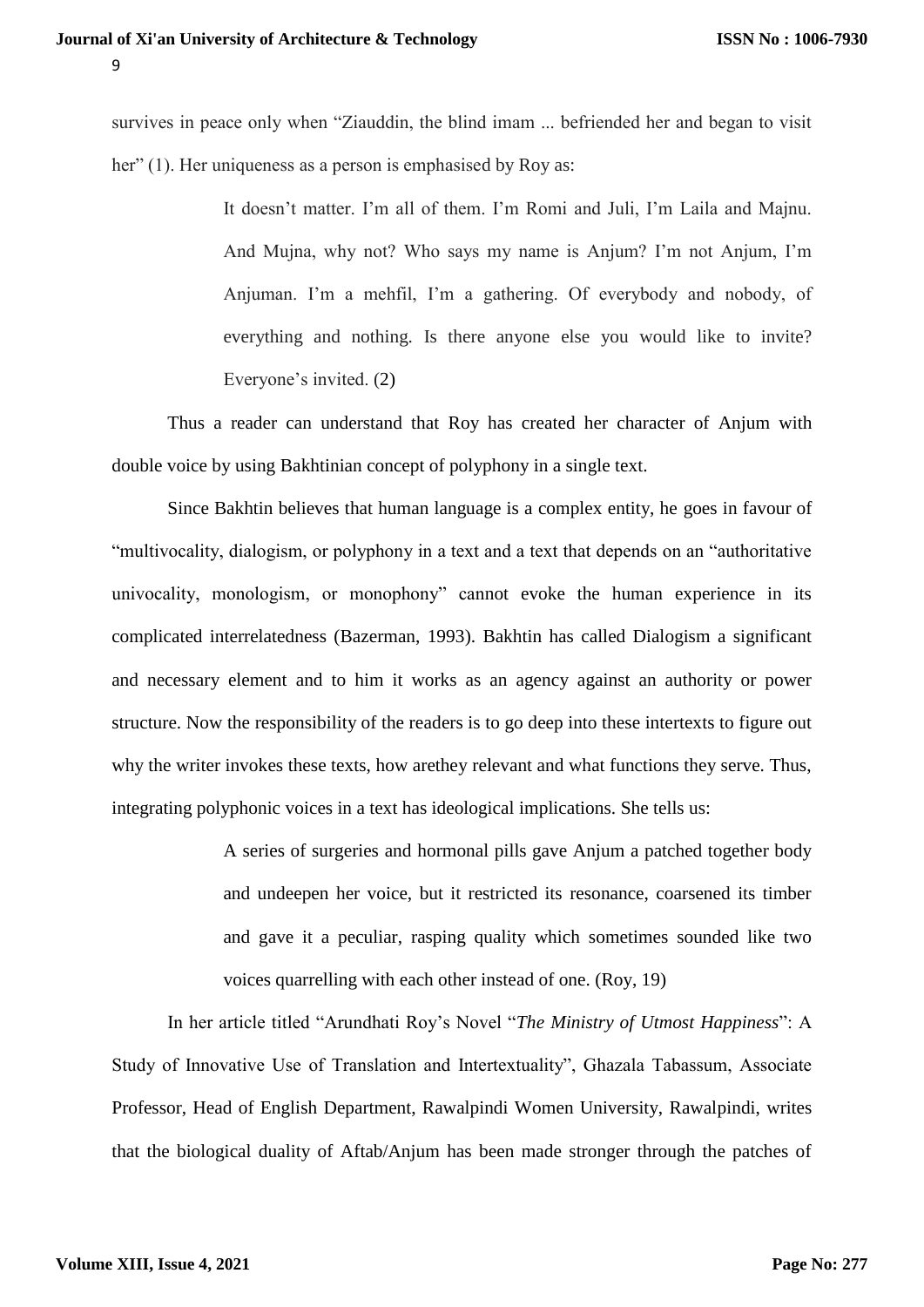survives in peace only when "Ziauddin, the blind imam ... befriended her and began to visit her" (1). Her uniqueness as a person is emphasised by Roy as:

> It doesn't matter. I'm all of them. I'm Romi and Juli, I'm Laila and Majnu. And Mujna, why not? Who says my name is Anjum? I'm not Anjum, I'm Anjuman. I'm a mehfil, I'm a gathering. Of everybody and nobody, of everything and nothing. Is there anyone else you would like to invite? Everyone's invited. (2)

Thus a reader can understand that Roy has created her character of Anjum with double voice by using Bakhtinian concept of polyphony in a single text.

Since Bakhtin believes that human language is a complex entity, he goes in favour of "multivocality, dialogism, or polyphony in a text and a text that depends on an "authoritative univocality, monologism, or monophony" cannot evoke the human experience in its complicated interrelatedness (Bazerman, 1993). Bakhtin has called Dialogism a significant and necessary element and to him it works as an agency against an authority or power structure. Now the responsibility of the readers is to go deep into these intertexts to figure out why the writer invokes these texts, how arethey relevant and what functions they serve. Thus, integrating polyphonic voices in a text has ideological implications. She tells us:

> A series of surgeries and hormonal pills gave Anjum a patched together body and undeepen her voice, but it restricted its resonance, coarsened its timber and gave it a peculiar, rasping quality which sometimes sounded like two voices quarrelling with each other instead of one. (Roy, 19)

In her article titled "Arundhati Roy's Novel "*The Ministry of Utmost Happiness*": A Study of Innovative Use of Translation and Intertextuality", Ghazala Tabassum, Associate Professor, Head of English Department, Rawalpindi Women University, Rawalpindi, writes that the biological duality of Aftab/Anjum has been made stronger through the patches of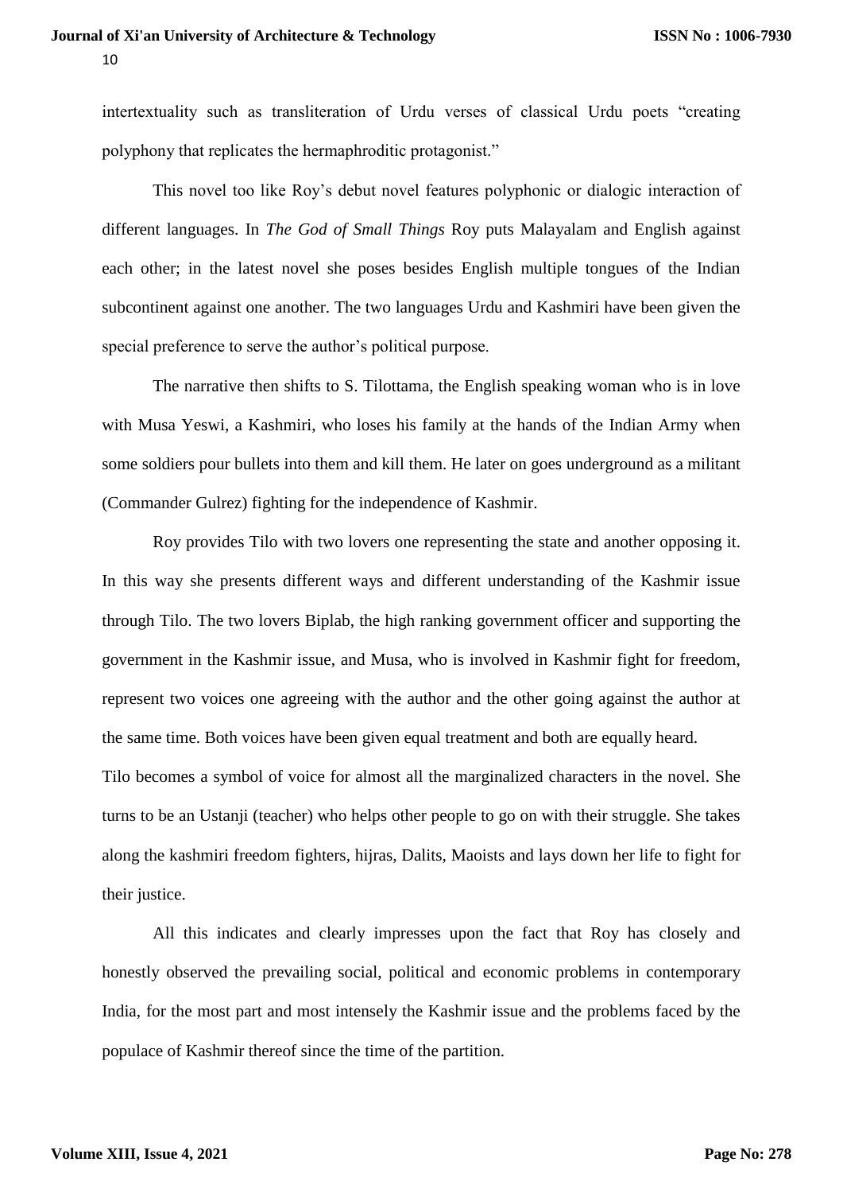intertextuality such as transliteration of Urdu verses of classical Urdu poets "creating polyphony that replicates the hermaphroditic protagonist."

This novel too like Roy's debut novel features polyphonic or dialogic interaction of different languages. In *The God of Small Things* Roy puts Malayalam and English against each other; in the latest novel she poses besides English multiple tongues of the Indian subcontinent against one another. The two languages Urdu and Kashmiri have been given the special preference to serve the author's political purpose.

The narrative then shifts to S. Tilottama, the English speaking woman who is in love with Musa Yeswi, a Kashmiri, who loses his family at the hands of the Indian Army when some soldiers pour bullets into them and kill them. He later on goes underground as a militant (Commander Gulrez) fighting for the independence of Kashmir.

Roy provides Tilo with two lovers one representing the state and another opposing it. In this way she presents different ways and different understanding of the Kashmir issue through Tilo. The two lovers Biplab, the high ranking government officer and supporting the government in the Kashmir issue, and Musa, who is involved in Kashmir fight for freedom, represent two voices one agreeing with the author and the other going against the author at the same time. Both voices have been given equal treatment and both are equally heard.

Tilo becomes a symbol of voice for almost all the marginalized characters in the novel. She turns to be an Ustanji (teacher) who helps other people to go on with their struggle. She takes along the kashmiri freedom fighters, hijras, Dalits, Maoists and lays down her life to fight for their justice.

All this indicates and clearly impresses upon the fact that Roy has closely and honestly observed the prevailing social, political and economic problems in contemporary India, for the most part and most intensely the Kashmir issue and the problems faced by the populace of Kashmir thereof since the time of the partition.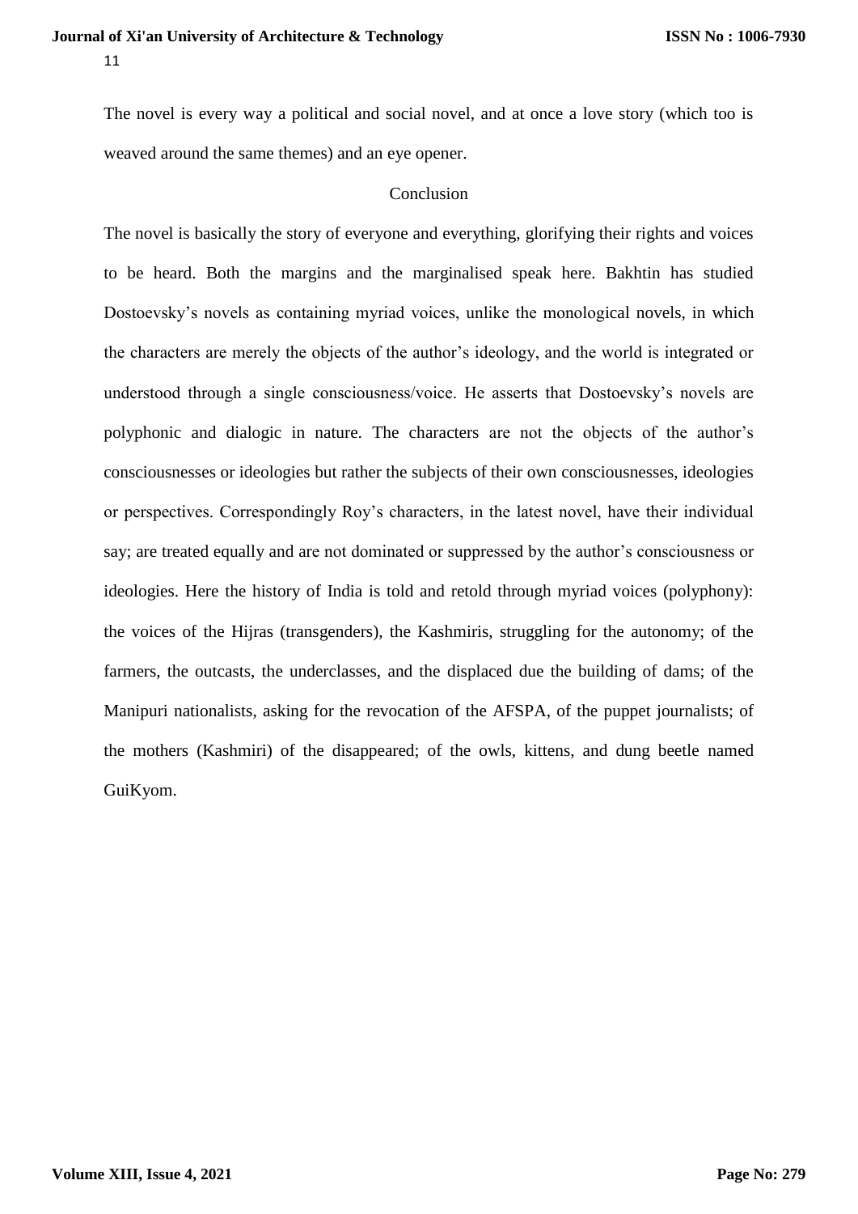The novel is every way a political and social novel, and at once a love story (which too is weaved around the same themes) and an eye opener.

## Conclusion

The novel is basically the story of everyone and everything, glorifying their rights and voices to be heard. Both the margins and the marginalised speak here. Bakhtin has studied Dostoevsky's novels as containing myriad voices, unlike the monological novels, in which the characters are merely the objects of the author's ideology, and the world is integrated or understood through a single consciousness/voice. He asserts that Dostoevsky's novels are polyphonic and dialogic in nature. The characters are not the objects of the author's consciousnesses or ideologies but rather the subjects of their own consciousnesses, ideologies or perspectives. Correspondingly Roy's characters, in the latest novel, have their individual say; are treated equally and are not dominated or suppressed by the author's consciousness or ideologies. Here the history of India is told and retold through myriad voices (polyphony): the voices of the Hijras (transgenders), the Kashmiris, struggling for the autonomy; of the farmers, the outcasts, the underclasses, and the displaced due the building of dams; of the Manipuri nationalists, asking for the revocation of the AFSPA, of the puppet journalists; of the mothers (Kashmiri) of the disappeared; of the owls, kittens, and dung beetle named GuiKyom.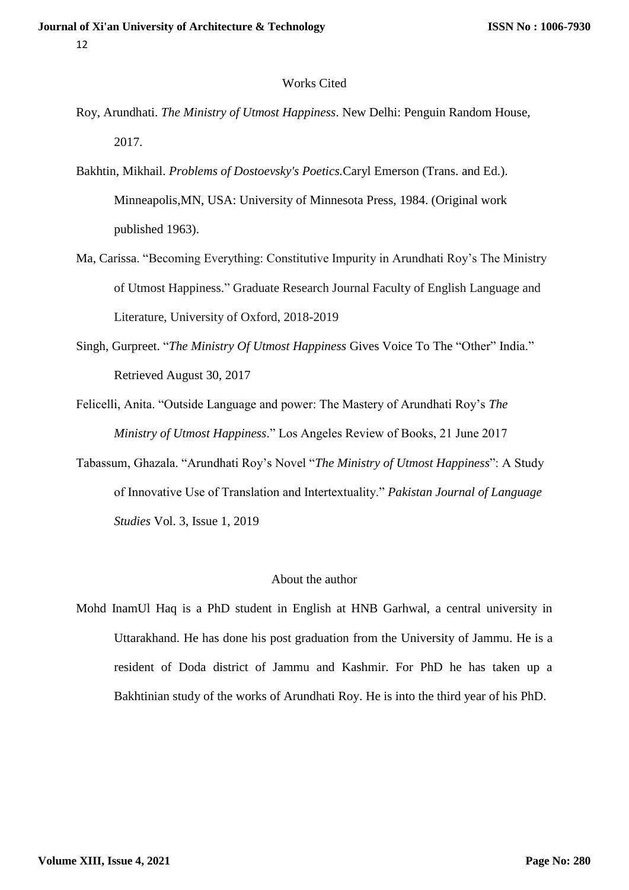## Works Cited

Roy, Arundhati. *The Ministry of Utmost Happiness*. New Delhi: Penguin Random House, 2017.

Bakhtin, Mikhail. *Problems of Dostoevsky's Poetics.*Caryl Emerson (Trans. and Ed.). Minneapolis,MN, USA: University of Minnesota Press, 1984. (Original work published 1963).

Ma, Carissa. "Becoming Everything: Constitutive Impurity in Arundhati Roy's The Ministry of Utmost Happiness." Graduate Research Journal Faculty of English Language and Literature, University of Oxford, 2018-2019

Singh, Gurpreet. "*The Ministry Of Utmost Happiness* Gives Voice To The "Other" India." Retrieved August 30, 2017

Felicelli, Anita. "Outside Language and power: The Mastery of Arundhati Roy's *The Ministry of Utmost Happiness*." Los Angeles Review of Books, 21 June 2017

Tabassum, Ghazala. "Arundhati Roy's Novel "*The Ministry of Utmost Happiness*": A Study of Innovative Use of Translation and Intertextuality." *Pakistan Journal of Language Studies* Vol. 3, Issue 1, 2019

## About the author

Mohd InamUl Haq is a PhD student in English at HNB Garhwal, a central university in Uttarakhand. He has done his post graduation from the University of Jammu. He is a resident of Doda district of Jammu and Kashmir. For PhD he has taken up a Bakhtinian study of the works of Arundhati Roy. He is into the third year of his PhD.